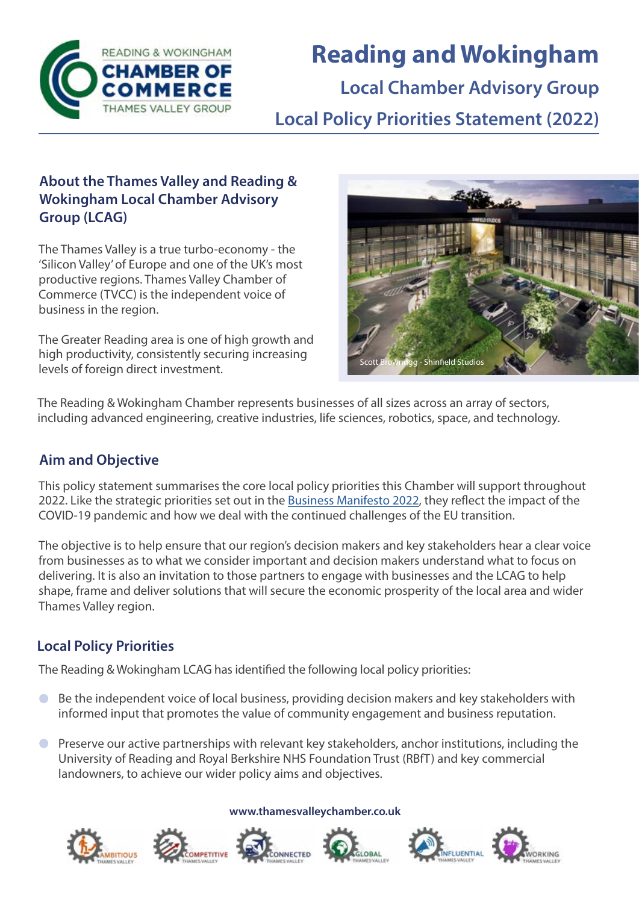# Reading and Wokingham

## Local Chamber Advisory Group

## Local Policy Priorities Statement (2022)

### About the Thames Valley and Reading & Wokingham Local Chamber Advisory Group (LCAG)

The Thames Valley is a true turbo-economy - the 'Silicon Valley' of Europe and one of the UK's most productive regions. Thames Valley Chamber of Commerce (TVCC) is the independent voice of business in the region.

The Greater Reading area is one of high growth and high productivity, consistently securing increasing levels of foreign direct investment.

Scott Brownrigg - Shinfield Studios

The Reading & Wokingham Chamber represents businesses of all sizes across an array of sectors, including advanced engineering, creative industries, life sciences, robotics, space, and technology.

### Aim and Objective

This policy statement summarises the core local policy priorities this Chamber will support throughout 2022. Like the strategic priorities set out in the Business Manifesto 2022, they reflect the impact of the COVID-19 pandemic and how we deal with the continued challenges of the EU transition.

The objective is to help ensure that our region's decision makers and key stakeholders hear a clear voice from businesses as to what we consider important and decision makers understand what to focus on delivering. It is also an invitation to those partners to engage with businesses and the LCAG to help shape, frame and deliver solutions that will secure the economic prosperity of the local area and wider Thames Valley region.

### Local Policy Priorities

The Reading & Wokingham LCAG has identified the following local policy priorities:

- Be the independent voice of local business, providing decision makers and key stakeholders with informed input that promotes the value of community engagement and business reputation.
- Preserve our active partnerships with relevant key stakeholders, anchor institutions, including the University of Reading and Royal Berkshire NHS Foundation Trust (RBfT) and key commercial landowners, to achieve our wider policy aims and objectives.

www.thamesvalleychamber.co.uk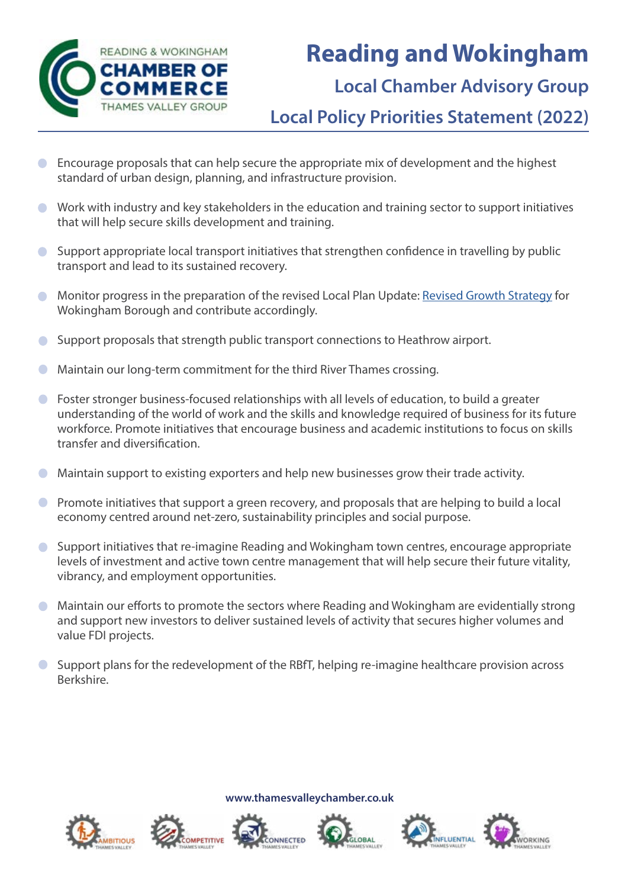READING & WOKINGHAM
**CHAMBER OF COMMERCE**
THAMES VALLEY GROUP

# Reading and Wokingham

## Local Chamber Advisory Group

## Local Policy Priorities Statement (2022)

- Encourage proposals that can help secure the appropriate mix of development and the highest standard of urban design, planning, and infrastructure provision.
- Work with industry and key stakeholders in the education and training sector to support initiatives that will help secure skills development and training.
- Support appropriate local transport initiatives that strengthen confidence in travelling by public transport and lead to its sustained recovery.
- Monitor progress in the preparation of the revised Local Plan Update: Revised Growth Strategy for Wokingham Borough and contribute accordingly.
- Support proposals that strength public transport connections to Heathrow airport.
- Maintain our long-term commitment for the third River Thames crossing.
- Foster stronger business-focused relationships with all levels of education, to build a greater understanding of the world of work and the skills and knowledge required of business for its future workforce. Promote initiatives that encourage business and academic institutions to focus on skills transfer and diversification.
- Maintain support to existing exporters and help new businesses grow their trade activity.
- Promote initiatives that support a green recovery, and proposals that are helping to build a local economy centred around net-zero, sustainability principles and social purpose.
- Support initiatives that re-imagine Reading and Wokingham town centres, encourage appropriate levels of investment and active town centre management that will help secure their future vitality, vibrancy, and employment opportunities.
- Maintain our efforts to promote the sectors where Reading and Wokingham are evidentially strong and support new investors to deliver sustained levels of activity that secures higher volumes and value FDI projects.
- Support plans for the redevelopment of the RBfT, helping re-imagine healthcare provision across Berkshire.

www.thamesvalleychamber.co.uk

AMBITIOUS THAMES VALLEY | COMPETITIVE THAMES VALLEY | CONNECTED THAMES VALLEY | GLOBAL THAMES VALLEY | INFLUENTIAL THAMES VALLEY | WORKING THAMES VALLEY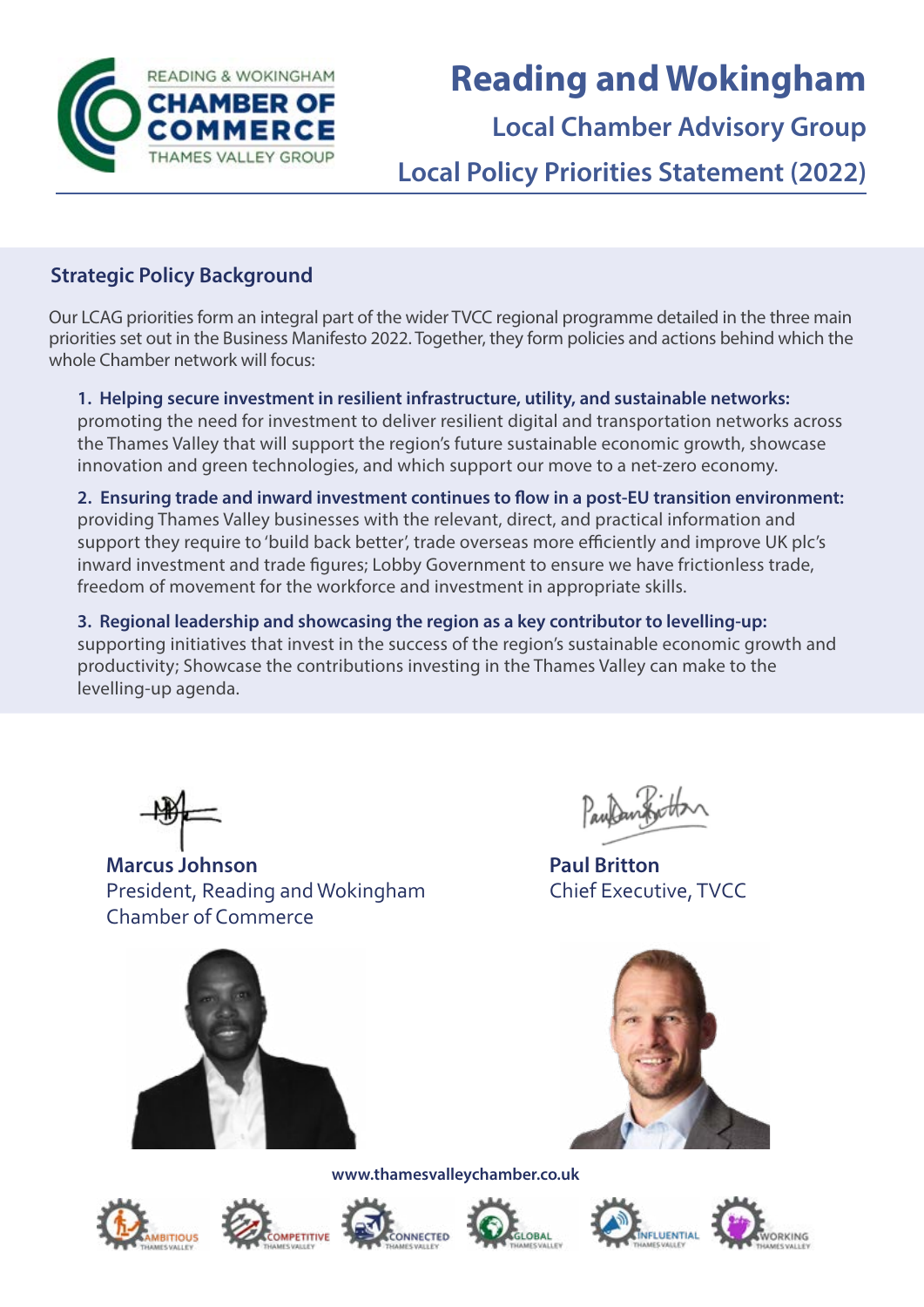# Reading and Wokingham

## Local Chamber Advisory Group

## Local Policy Priorities Statement (2022)

### Strategic Policy Background

Our LCAG priorities form an integral part of the wider TVCC regional programme detailed in the three main priorities set out in the Business Manifesto 2022. Together, they form policies and actions behind which the whole Chamber network will focus:

1. **Helping secure investment in resilient infrastructure, utility, and sustainable networks:** promoting the need for investment to deliver resilient digital and transportation networks across the Thames Valley that will support the region's future sustainable economic growth, showcase innovation and green technologies, and which support our move to a net-zero economy.

2. **Ensuring trade and inward investment continues to flow in a post-EU transition environment:** providing Thames Valley businesses with the relevant, direct, and practical information and support they require to 'build back better', trade overseas more efficiently and improve UK plc's inward investment and trade figures; Lobby Government to ensure we have frictionless trade, freedom of movement for the workforce and investment in appropriate skills.

3. **Regional leadership and showcasing the region as a key contributor to levelling-up:** supporting initiatives that invest in the success of the region's sustainable economic growth and productivity; Showcase the contributions investing in the Thames Valley can make to the levelling-up agenda.

**Marcus Johnson**
President, Reading and Wokingham Chamber of Commerce

**Paul Britton**
Chief Executive, TVCC

www.thamesvalleychamber.co.uk